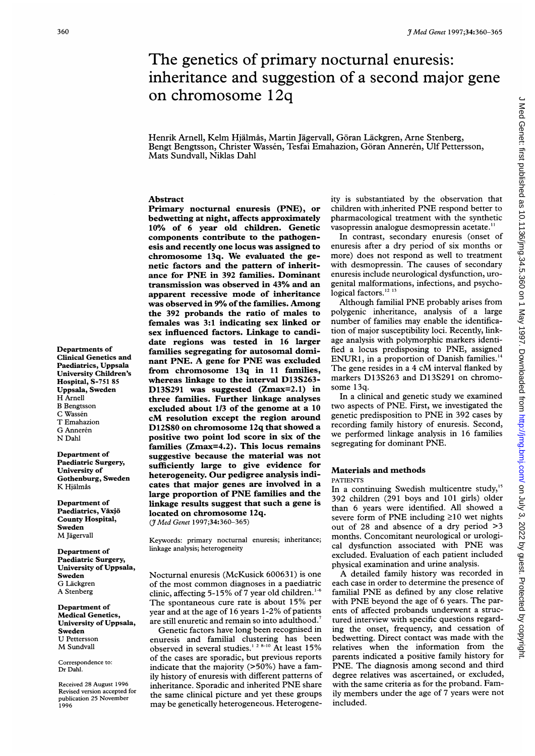# The genetics of primary nocturnal enuresis: inheritance and suggestion of a second major gene on chromosome 12q

Henrik Arnell, Kelm Hjälmås, Martin Jägervall, Göran Läckgren, Arne Stenberg, Bengt Bengtsson, Christer Wassén, Tesfai Emahazion, Göran Annerén, Ulf Pettersson, Mats Sundvall, Niklas Dahl

Departments of Clinical Genetics and Paediatrics, Uppsala University Children's Hospital, S-751 85 Uppsala, Sweden
H Arnell
B Bengtsson
C Wassén
T Emahazion
G Annerén
N Dahl

Department of Paediatric Surgery, University of Gothenburg, Sweden
K Hjälmås

Department of Paediatrics, Växjö County Hospital, Sweden
M Jägervall

Department of Paediatric Surgery, University of Uppsala, Sweden
G Läckgren
A Stenberg

Department of Medical Genetics, University of Uppsala, Sweden
U Pettersson
M Sundvall

Correspondence to: Dr Dahl.

Received 28 August 1996
Revised version accepted for publication 25 November 1996

## Abstract

**Primary nocturnal enuresis (PNE), or bedwetting at night, affects approximately 10% of 6 year old children. Genetic components contribute to the pathogenesis and recently one locus was assigned to chromosome 13q. We evaluated the genetic factors and the pattern of inheritance for PNE in 392 families. Dominant transmission was observed in 43% and an apparent recessive mode of inheritance was observed in 9% of the families. Among the 392 probands the ratio of males to females was 3:1 indicating sex linked or sex influenced factors. Linkage to candidate regions was tested in 16 larger families segregating for autosomal dominant PNE. A gene for PNE was excluded from chromosome 13q in 11 families, whereas linkage to the interval D13S263-D13S291 was suggested (Zmax=2.1) in three families. Further linkage analyses excluded about 1/3 of the genome at a 10 cM resolution except the region around D12S80 on chromosome 12q that showed a positive two point lod score in six of the families (Zmax=4.2). This locus remains suggestive because the material was not sufficiently large to give evidence for heterogeneity. Our pedigree analysis indicates that major genes are involved in a large proportion of PNE families and the linkage results suggest that such a gene is located on chromosome 12q.**

(*J Med Genet* 1997;**34**:360–365)

Keywords: primary nocturnal enuresis; inheritance; linkage analysis; heterogeneity

Nocturnal enuresis (McKusick 600631) is one of the most common diagnoses in a paediatric clinic, affecting 5-15% of 7 year old children.[1–6] The spontaneous cure rate is about 15% per year and at the age of 16 years 1-2% of patients are still enuretic and remain so into adulthood.[7]

Genetic factors have long been recognised in enuresis and familial clustering has been observed in several studies.[1 2 8–10] At least 15% of the cases are sporadic, but previous reports indicate that the majority (>50%) have a family history of enuresis with different patterns of inheritance. Sporadic and inherited PNE share the same clinical picture and yet these groups may be genetically heterogeneous. Heterogeneity is substantiated by the observation that children with inherited PNE respond better to pharmacological treatment with the synthetic vasopressin analogue desmopressin acetate.[11]

In contrast, secondary enuresis (onset of enuresis after a dry period of six months or more) does not respond as well to treatment with desmopressin. The causes of secondary enuresis include neurological dysfunction, urogenital malformations, infections, and psychological factors.[12 13]

Although familial PNE probably arises from polygenic inheritance, analysis of a large number of families may enable the identification of major susceptibility loci. Recently, linkage analysis with polymorphic markers identified a locus predisposing to PNE, assigned ENUR1, in a proportion of Danish families.[14] The gene resides in a 4 cM interval flanked by markers D13S263 and D13S291 on chromosome 13q.

In a clinical and genetic study we examined two aspects of PNE. First, we investigated the genetic predisposition to PNE in 392 cases by recording family history of enuresis. Second, we performed linkage analysis in 16 families segregating for dominant PNE.

## Materials and methods

### PATIENTS

In a continuing Swedish multicentre study,[15] 392 children (291 boys and 101 girls) older than 6 years were identified. All showed a severe form of PNE including ≥10 wet nights out of 28 and absence of a dry period >3 months. Concomitant neurological or urological dysfunction associated with PNE was excluded. Evaluation of each patient included physical examination and urine analysis.

A detailed family history was recorded in each case in order to determine the presence of familial PNE as defined by any close relative with PNE beyond the age of 6 years. The parents of affected probands underwent a structured interview with specific questions regarding the onset, frequency, and cessation of bedwetting. Direct contact was made with the relatives when the information from the parents indicated a positive family history for PNE. The diagnosis among second and third degree relatives was ascertained, or excluded, with the same criteria as for the proband. Family members under the age of 7 years were not included.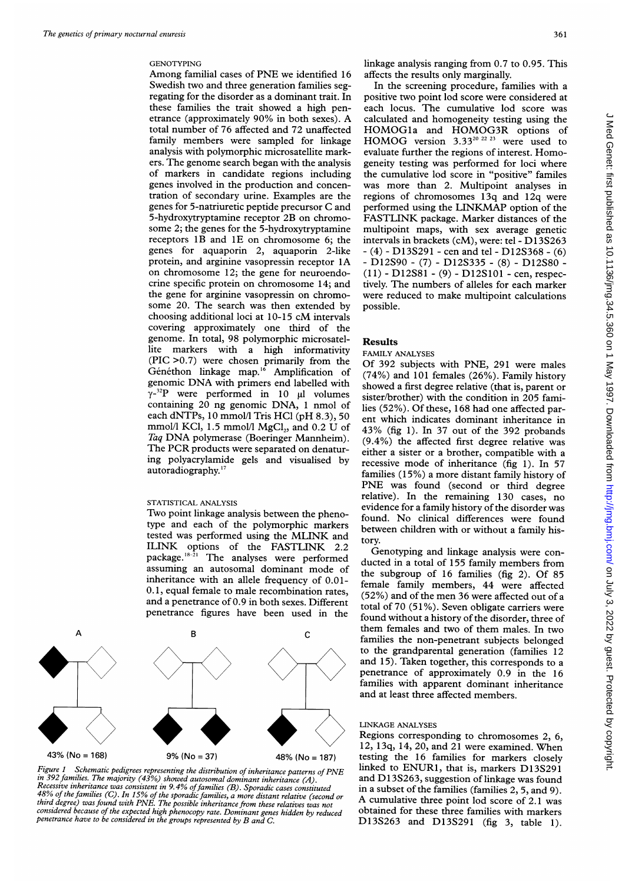### GENOTYPING

Among familial cases of PNE we identified 16 Swedish two and three generation families segregating for the disorder as a dominant trait. In these families the trait showed a high penetrance (approximately 90% in both sexes). A total number of 76 affected and 72 unaffected family members were sampled for linkage analysis with polymorphic microsatellite markers. The genome search began with the analysis of markers in candidate regions including genes involved in the production and concentration of secondary urine. Examples are the genes for 5-natriuretic peptide precursor C and 5-hydroxytryptamine receptor 2B on chromosome 2; the genes for the 5-hydroxytryptamine receptors 1B and 1E on chromosome 6; the genes for aquaporin 2, aquaporin 2-like protein, and arginine vasopressin receptor 1A on chromosome 12; the gene for neuroendocrine specific protein on chromosome 14; and the gene for arginine vasopressin on chromosome 20. The search was then extended by choosing additional loci at 10-15 cM intervals covering approximately one third of the genome. In total, 98 polymorphic microsatellite markers with a high informativity (PIC >0.7) were chosen primarily from the Généthon linkage map.[16] Amplification of genomic DNA with primers end labelled with $\gamma$-$^{32}$P were performed in 10 µl volumes containing 20 ng genomic DNA, 1 nmol of each dNTPs, 10 mmol/l Tris HCl (pH 8.3), 50 mmol/l KCl, 1.5 mmol/l $MgCl_2$, and 0.2 U of *Taq* DNA polymerase (Boeringer Mannheim). The PCR products were separated on denaturing polyacrylamide gels and visualised by autoradiography.[17]

### STATISTICAL ANALYSIS

Two point linkage analysis between the phenotype and each of the polymorphic markers tested was performed using the MLINK and ILINK options of the FASTLINK 2.2 package.[18-21] The analyses were performed assuming an autosomal dominant mode of inheritance with an allele frequency of 0.01-0.1, equal female to male recombination rates, and a penetrance of 0.9 in both sexes. Different penetrance figures have been used in the linkage analysis ranging from 0.7 to 0.95. This affects the results only marginally.

In the screening procedure, families with a positive two point lod score were considered at each locus. The cumulative lod score was calculated and homogeneity testing using the HOMOG1a and HOMOG3R options of HOMOG version 3.33[20 22 23] were used to evaluate further the regions of interest. Homogeneity testing was performed for loci where the cumulative lod score in "positive" familes was more than 2. Multipoint analyses in regions of chromosomes 13q and 12q were performed using the LINKMAP option of the FASTLINK package. Marker distances of the multipoint maps, with sex average genetic intervals in brackets (cM), were: tel - D13S263 - (4) - D13S291 - cen and tel - D12S368 - (6) - D12S90 - (7) - D12S335 - (8) - D12S80 - (11) - D12S81 - (9) - D12S101 - cen, respectively. The numbers of alleles for each marker were reduced to make multipoint calculations possible.

## Results

### FAMILY ANALYSES

Of 392 subjects with PNE, 291 were males (74%) and 101 females (26%). Family history showed a first degree relative (that is, parent or sister/brother) with the condition in 205 families (52%). Of these, 168 had one affected parent which indicates dominant inheritance in 43% (fig 1). In 37 out of the 392 probands (9.4%) the affected first degree relative was either a sister or a brother, compatible with a recessive mode of inheritance (fig 1). In 57 families (15%) a more distant family history of PNE was found (second or third degree relative). In the remaining 130 cases, no evidence for a family history of the disorder was found. No clinical differences were found between children with or without a family history.

Genotyping and linkage analysis were conducted in a total of 155 family members from the subgroup of 16 families (fig 2). Of 85 female family members, 44 were affected (52%) and of the men 36 were affected out of a total of 70 (51%). Seven obligate carriers were found without a history of the disorder, three of them females and two of them males. In two families the non-penetrant subjects belonged to the grandparental generation (families 12 and 15). Taken together, this corresponds to a penetrance of approximately 0.9 in the 16 families with apparent dominant inheritance and at least three affected members.

A

43% (No = 168)

B

9% (No = 37)

C

48% (No = 187)

*Figure 1 Schematic pedigrees representing the distribution of inheritance patterns of PNE in 392 families. The majority (43%) showed autosomal dominant inheritance (A). Recessive inheritance was consistent in 9.4% of families (B). Sporadic cases constituted 48% of the families (C). In 15% of the sporadic families, a more distant relative (second or third degree) was found with PNE. The possible inheritance from these relatives was not considered because of the expected high phenocopy rate. Dominant genes hidden by reduced penetrance have to be considered in the groups represented by B and C.*

### LINKAGE ANALYSES

Regions corresponding to chromosomes 2, 6, 12, 13q, 14, 20, and 21 were examined. When testing the 16 families for markers closely linked to ENUR1, that is, markers D13S291 and D13S263, suggestion of linkage was found in a subset of the families (families 2, 5, and 9). A cumulative three point lod score of 2.1 was obtained for these three families with markers D13S263 and D13S291 (fig 3, table 1).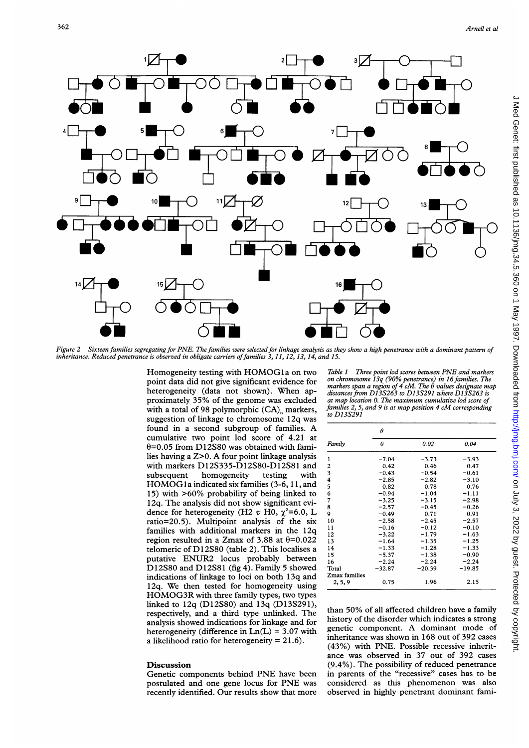Figure 2 Sixteen families segregating for PNE. The families were selected for linkage analysis as they show a high penetrance with a dominant pattern of inheritance. Reduced penetrance is observed in obligate carriers of families 3, 11, 12, 13, 14, and 15.

Homogeneity testing with HOMOG1a on two point data did not give significant evidence for heterogeneity (data not shown). When approximately 35% of the genome was excluded with a total of 98 polymorphic $(CA)_n$ markers, suggestion of linkage to chromosome 12q was found in a second subgroup of families. A cumulative two point lod score of 4.21 at $\theta=0.05$ from D12S80 was obtained with families having a Z>0. A four point linkage analysis with markers D12S335-D12S80-D12S81 and subsequent homogeneity testing with HOMOG1a indicated six families (3-6, 11, and 15) with >60% probability of being linked to 12q. The analysis did not show significant evidence for heterogeneity (H2 v H0, $\chi^2=6.0$, L ratio=20.5). Multipoint analysis of the six families with additional markers in the 12q region resulted in a Zmax of 3.88 at $\theta=0.022$ telomeric of D12S80 (table 2). This localises a putative ENUR2 locus probably between D12S80 and D12S81 (fig 4). Family 5 showed indications of linkage to loci on both 13q and 12q. We then tested for homogeneity using HOMOG3R with three family types, two types linked to 12q (D12S80) and 13q (D13S291), respectively, and a third type unlinked. The analysis showed indications for linkage and for heterogeneity (difference in Ln(L) = 3.07 with a likelihood ratio for heterogeneity = 21.6).

Table 1 Three point lod scores between PNE and markers on chromosome 13q (90% penetrance) in 16 families. The markers span a region of 4 cM. The θ values designate map distances from D13S263 to D13S291 where D13S263 is at map location 0. The maximum cumulative lod score of families 2, 5, and 9 is at map position 4 cM corresponding to D13S291

| Family | θ 0 | 0.02 | 0.04 |
|---|---|---|---|
| 1 | −7.04 | −3.73 | −3.93 |
| 2 | 0.42 | 0.46 | 0.47 |
| 3 | −0.43 | −0.54 | −0.61 |
| 4 | −2.85 | −2.82 | −3.10 |
| 5 | 0.82 | 0.78 | 0.76 |
| 6 | −0.94 | −1.04 | −1.11 |
| 7 | −3.25 | −3.15 | −2.98 |
| 8 | −2.57 | −0.45 | −0.26 |
| 9 | −0.49 | 0.71 | 0.91 |
| 10 | −2.58 | −2.45 | −2.57 |
| 11 | −0.16 | −0.12 | −0.10 |
| 12 | −3.22 | −1.79 | −1.63 |
| 13 | −1.64 | −1.35 | −1.25 |
| 14 | −1.33 | −1.28 | −1.33 |
| 15 | −5.37 | −1.38 | −0.90 |
| 16 | −2.24 | −2.24 | −2.24 |
| Total | −32.87 | −20.39 | −19.85 |
| Zmax families 2, 5, 9 | 0.75 | 1.96 | 2.15 |

## Discussion

Genetic components behind PNE have been postulated and one gene locus for PNE was recently identified. Our results show that more than 50% of all affected children have a family history of the disorder which indicates a strong genetic component. A dominant mode of inheritance was shown in 168 out of 392 cases (43%) with PNE. Possible recessive inheritance was observed in 37 out of 392 cases (9.4%). The possibility of reduced penetrance in parents of the "recessive" cases has to be considered as this phenomenon was also observed in highly penetrant dominant fami-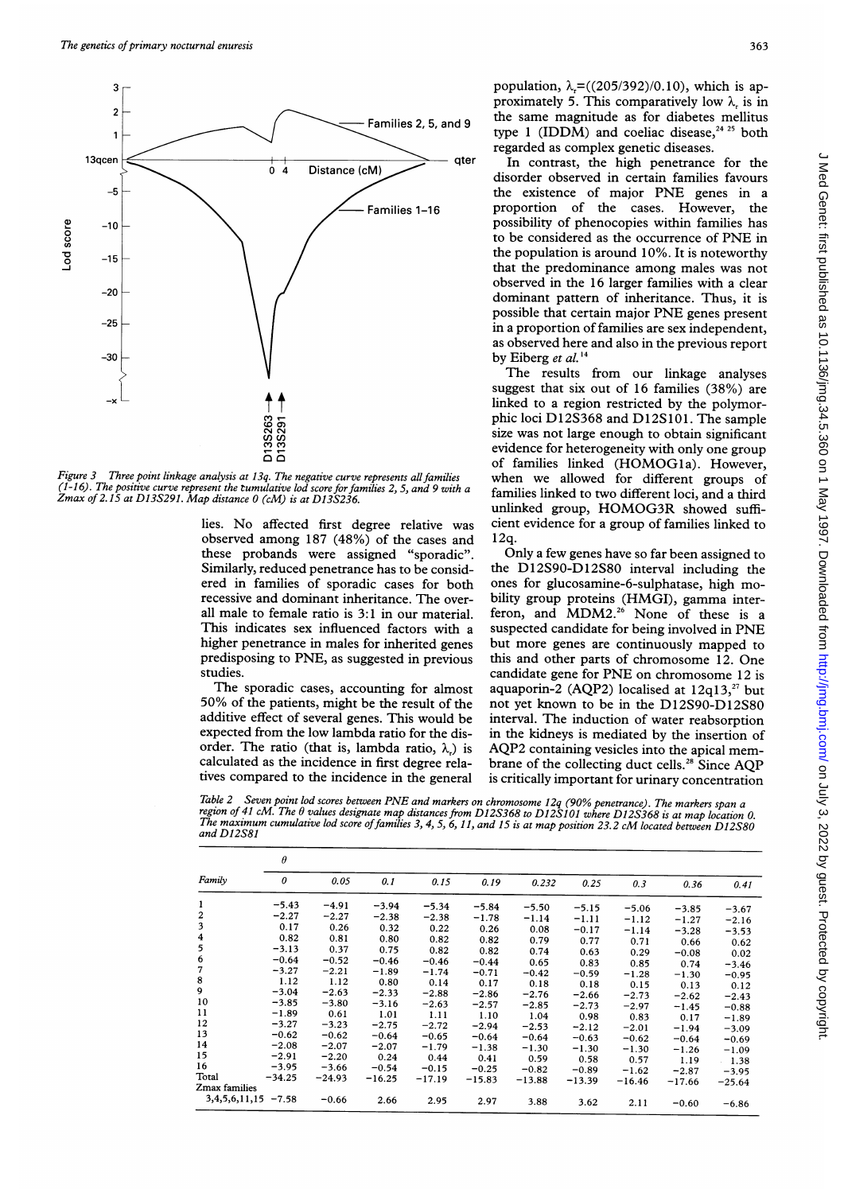Figure 3 Three point linkage analysis at 13q. The negative curve represents all families (1-16). The positive curve represent the cumulative lod score for families 2, 5, and 9 with a Zmax of 2.15 at D13S291. Map distance 0 (cM) is at D13S236.

lies. No affected first degree relative was observed among 187 (48%) of the cases and these probands were assigned "sporadic". Similarly, reduced penetrance has to be considered in families of sporadic cases for both recessive and dominant inheritance. The overall male to female ratio is 3:1 in our material. This indicates sex influenced factors with a higher penetrance in males for inherited genes predisposing to PNE, as suggested in previous studies.

The sporadic cases, accounting for almost 50% of the patients, might be the result of the additive effect of several genes. This would be expected from the low lambda ratio for the disorder. The ratio (that is, lambda ratio, $\lambda_r$) is calculated as the incidence in first degree relatives compared to the incidence in the general population, $\lambda_r=((205/392)/0.10)$, which is approximately 5. This comparatively low $\lambda_r$ is in the same magnitude as for diabetes mellitus type 1 (IDDM) and coeliac disease,[24 25] both regarded as complex genetic diseases.

In contrast, the high penetrance for the disorder observed in certain families favours the existence of major PNE genes in a proportion of the cases. However, the possibility of phenocopies within families has to be considered as the occurrence of PNE in the population is around 10%. It is noteworthy that the predominance among males was not observed in the 16 larger families with a clear dominant pattern of inheritance. Thus, it is possible that certain major PNE genes present in a proportion of families are sex independent, as observed here and also in the previous report by Eiberg *et al.*[14]

The results from our linkage analyses suggest that six out of 16 families (38%) are linked to a region restricted by the polymorphic loci D12S368 and D12S101. The sample size was not large enough to obtain significant evidence for heterogeneity with only one group of families linked (HOMOG1a). However, when we allowed for different groups of families linked to two different loci, and a third unlinked group, HOMOG3R showed sufficient evidence for a group of families linked to 12q.

Only a few genes have so far been assigned to the D12S90-D12S80 interval including the ones for glucosamine-6-sulphatase, high mobility group proteins (HMGI), gamma interferon, and MDM2.[26] None of these is a suspected candidate for being involved in PNE but more genes are continuously mapped to this and other parts of chromosome 12. One candidate gene for PNE on chromosome 12 is aquaporin-2 (AQP2) localised at 12q13,[27] but not yet known to be in the D12S90-D12S80 interval. The induction of water reabsorption in the kidneys is mediated by the insertion of AQP2 containing vesicles into the apical membrane of the collecting duct cells.[28] Since AQP is critically important for urinary concentration

Table 2 Seven point lod scores between PNE and markers on chromosome 12q (90% penetrance). The markers span a region of 41 cM. The θ values designate map distances from D12S368 to D12S101 where D12S368 is at map location 0. The maximum cumulative lod score of families 3, 4, 5, 6, 11, and 15 is at map position 23.2 cM located between D12S80 and D12S81

| Family | θ 0 | 0.05 | 0.1 | 0.15 | 0.19 | 0.232 | 0.25 | 0.3 | 0.36 | 0.41 |
|---|---|---|---|---|---|---|---|---|---|---|
| 1 | −5.43 | −4.91 | −3.94 | −5.34 | −5.84 | −5.50 | −5.15 | −5.06 | −3.85 | −3.67 |
| 2 | −2.27 | −2.27 | −2.38 | −2.38 | −1.78 | −1.14 | −1.11 | −1.12 | −1.27 | −2.16 |
| 3 | 0.17 | 0.26 | 0.32 | 0.22 | 0.26 | 0.08 | −0.17 | −1.14 | −3.28 | −3.53 |
| 4 | 0.82 | 0.81 | 0.80 | 0.82 | 0.82 | 0.79 | 0.77 | 0.71 | 0.66 | 0.62 |
| 5 | −3.13 | 0.37 | 0.75 | 0.82 | 0.82 | 0.74 | 0.63 | 0.29 | −0.08 | 0.02 |
| 6 | −0.64 | −0.52 | −0.46 | −0.46 | −0.44 | 0.65 | 0.83 | 0.85 | 0.74 | −3.46 |
| 7 | −3.27 | −2.21 | −1.89 | −1.74 | −0.71 | −0.42 | −0.59 | −1.28 | −1.30 | −0.95 |
| 8 | 1.12 | 1.12 | 0.80 | 0.14 | 0.17 | 0.18 | 0.18 | 0.15 | 0.13 | 0.12 |
| 9 | −3.04 | −2.63 | −2.33 | −2.88 | −2.86 | −2.76 | −2.66 | −2.73 | −2.62 | −2.43 |
| 10 | −3.85 | −3.80 | −3.16 | −2.63 | −2.57 | −2.85 | −2.73 | −2.97 | −1.45 | −0.88 |
| 11 | −1.89 | 0.61 | 1.01 | 1.11 | 1.10 | 1.04 | 0.98 | 0.83 | 0.17 | −1.89 |
| 12 | −3.27 | −3.23 | −2.75 | −2.72 | −2.94 | −2.53 | −2.12 | −2.01 | −1.94 | −3.09 |
| 13 | −0.62 | −0.62 | −0.64 | −0.65 | −0.64 | −0.64 | −0.63 | −0.62 | −0.64 | −0.69 |
| 14 | −2.08 | −2.07 | −2.07 | −1.79 | −1.38 | −1.30 | −1.30 | −1.30 | −1.26 | −1.09 |
| 15 | −2.91 | −2.20 | 0.24 | 0.44 | 0.41 | 0.59 | 0.58 | 0.57 | 1.19 | 1.38 |
| 16 | −3.95 | −3.66 | −0.54 | −0.15 | −0.25 | −0.82 | −0.89 | −1.62 | −2.87 | −3.95 |
| Total | −34.25 | −24.93 | −16.25 | −17.19 | −15.83 | −13.88 | −13.39 | −16.46 | −17.66 | −25.64 |
| Zmax families 3,4,5,6,11,15 | −7.58 | −0.66 | 2.66 | 2.95 | 2.97 | 3.88 | 3.62 | 2.11 | −0.60 | −6.86 |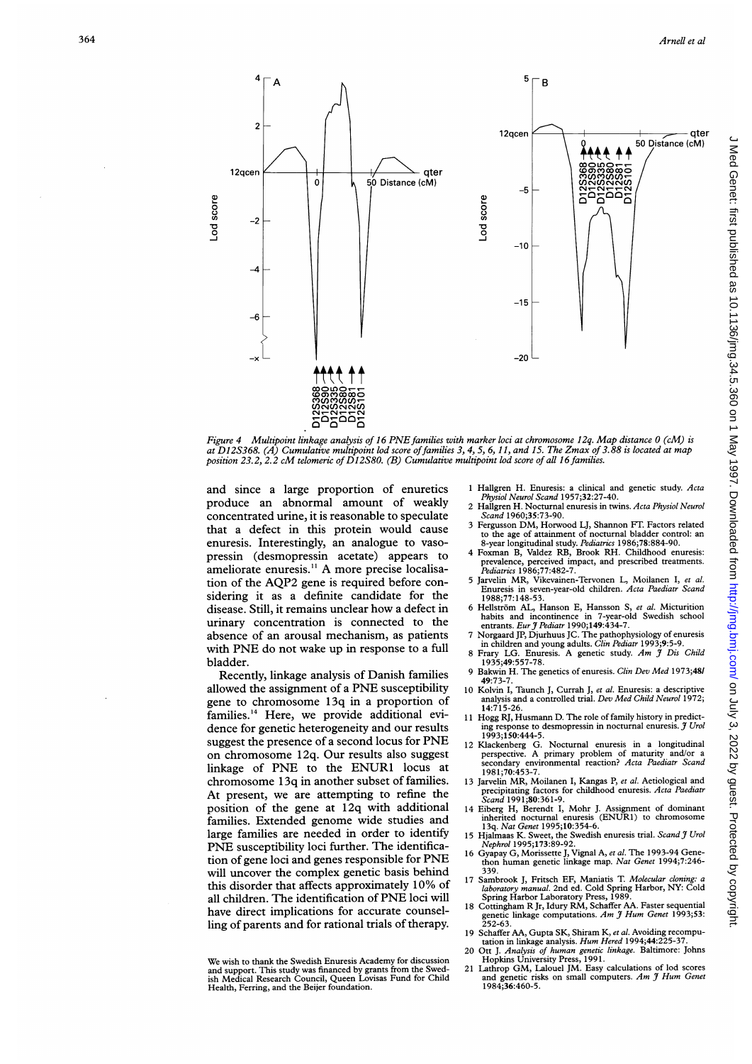Figure 4 Multipoint linkage analysis of 16 PNE families with marker loci at chromosome 12q. Map distance 0 (cM) is at D12S368. (A) Cumulative multipoint lod score of families 3, 4, 5, 6, 11, and 15. The Zmax of 3.88 is located at map position 23.2, 2.2 cM telomeric of D12S80. (B) Cumulative multipoint lod score of all 16 families.

and since a large proportion of enuretics produce an abnormal amount of weakly concentrated urine, it is reasonable to speculate that a defect in this protein would cause enuresis. Interestingly, an analogue to vasopressin (desmopressin acetate) appears to ameliorate enuresis.[11] A more precise localisation of the AQP2 gene is required before considering it as a definite candidate for the disease. Still, it remains unclear how a defect in urinary concentration is connected to the absence of an arousal mechanism, as patients with PNE do not wake up in response to a full bladder.

Recently, linkage analysis of Danish families allowed the assignment of a PNE susceptibility gene to chromosome 13q in a proportion of families.[14] Here, we provide additional evidence for genetic heterogeneity and our results suggest the presence of a second locus for PNE on chromosome 12q. Our results also suggest linkage of PNE to the ENUR1 locus at chromosome 13q in another subset of families. At present, we are attempting to refine the position of the gene at 12q with additional families. Extended genome wide studies and large families are needed in order to identify PNE susceptibility loci further. The identification of gene loci and genes responsible for PNE will uncover the complex genetic basis behind this disorder that affects approximately 10% of all children. The identification of PNE loci will have direct implications for accurate counselling of parents and for rational trials of therapy.

We wish to thank the Swedish Enuresis Academy for discussion and support. This study was financed by grants from the Swedish Medical Research Council, Queen Lovisas Fund for Child Health, Ferring, and the Beijer foundation.

1 Hallgren H. Enuresis: a clinical and genetic study. *Acta Physiol Neurol Scand* 1957;32:27-40.
2 Hallgren H. Nocturnal enuresis in twins. *Acta Physiol Neurol Scand* 1960;35:73-90.
3 Fergusson DM, Horwood LJ, Shannon FT. Factors related to the age of attainment of nocturnal bladder control: an 8-year longitudinal study. *Pediatrics* 1986;78:884-90.
4 Foxman B, Valdez RB, Brook RH. Childhood enuresis: prevalence, perceived impact, and prescribed treatments. *Pediatrics* 1986;77:482-7.
5 Jarvelin MR, Vikevainen-Tervonen L, Moilanen I, *et al*. Enuresis in seven-year-old children. *Acta Paediatr Scand* 1988;77:148-53.
6 Hellström AL, Hanson E, Hansson S, *et al*. Micturition habits and incontinence in 7-year-old Swedish school entrants. *Eur J Pediatr* 1990;149:434-7.
7 Norgaard JP, Djurhuus JC. The pathophysiology of enuresis in children and young adults. *Clin Pediatr* 1993;9:5-9.
8 Frary LG. Enuresis. A genetic study. *Am J Dis Child* 1935;49:557-78.
9 Bakwin H. The genetics of enuresis. *Clin Dev Med* 1973;48/49:73-7.
10 Kolvin I, Taunch J, Currah J, *et al*. Enuresis: a descriptive analysis and a controlled trial. *Dev Med Child Neurol* 1972;14:715-26.
11 Hogg RJ, Husmann D. The role of family history in predicting response to desmopressin in nocturnal enuresis. *J Urol* 1993;150:444-5.
12 Klackenberg G. Nocturnal enuresis in a longitudinal perspective. A primary problem of maturity and/or a secondary environmental reaction? *Acta Paediatr Scand* 1981;70:453-7.
13 Jarvelin MR, Moilanen I, Kangas P, *et al*. Aetiological and precipitating factors for childhood enuresis. *Acta Paediatr Scand* 1991;80:361-9.
14 Eiberg H, Berendt I, Mohr J. Assignment of dominant inherited nocturnal enuresis (ENUR1) to chromosome 13q. *Nat Genet* 1995;10:354-6.
15 Hjalmaas K. Sweet, the Swedish enuresis trial. *Scand J Urol Nephrol* 1995;173:89-92.
16 Gyapay G, Morissette J, Vignal A, *et al*. The 1993-94 Genethon human genetic linkage map. *Nat Genet* 1994;7:246-339.
17 Sambrook J, Fritsch EF, Maniatis T. *Molecular cloning: a laboratory manual*. 2nd ed. Cold Spring Harbor, NY: Cold Spring Harbor Laboratory Press, 1989.
18 Cottingham R Jr, Idury RM, Schaffer AA. Faster sequential genetic linkage computations. *Am J Hum Genet* 1993;53:252-63.
19 Schaffer AA, Gupta SK, Shiram K, *et al*. Avoiding recomputation in linkage analysis. *Hum Hered* 1994;44:225-37.
20 Ott J. *Analysis of human genetic linkage*. Baltimore: Johns Hopkins University Press, 1991.
21 Lathrop GM, Lalouel JM. Easy calculations of lod scores and genetic risks on small computers. *Am J Hum Genet* 1984;36:460-5.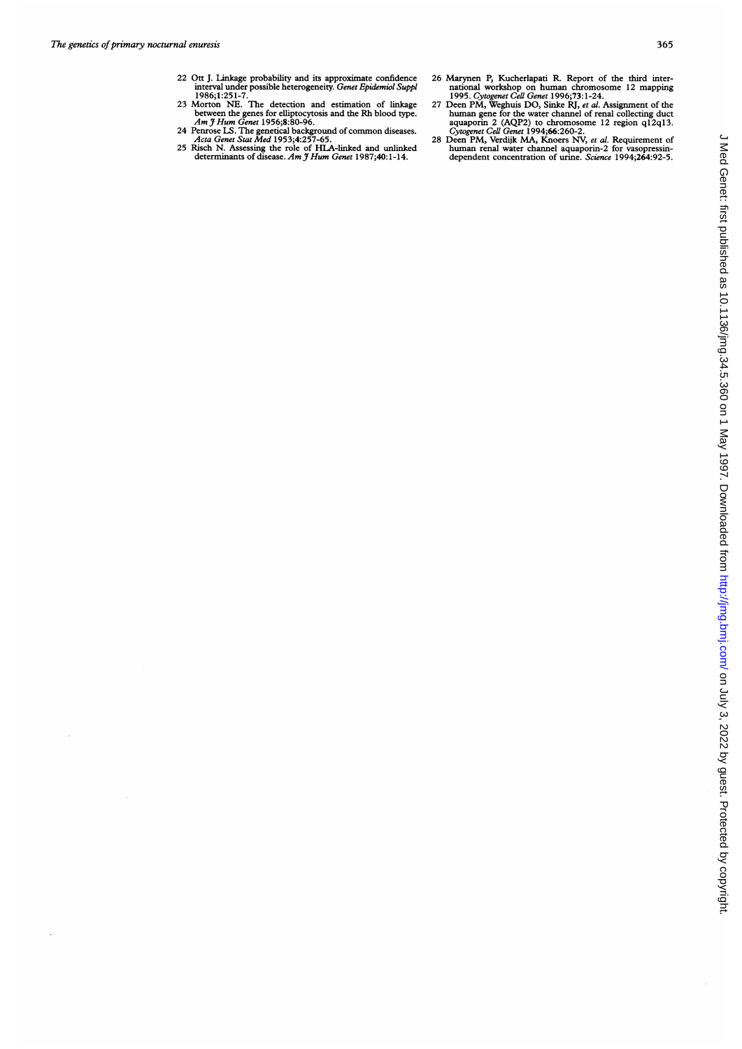22 Ott J. Linkage probability and its approximate confidence interval under possible heterogeneity. *Genet Epidemiol Suppl* 1986;1:251-7.

23 Morton NE. The detection and estimation of linkage between the genes for elliptocytosis and the Rh blood type. *Am J Hum Genet* 1956;8:80-96.

24 Penrose LS. The genetical background of common diseases. *Acta Genet Stat Med* 1953;4:257-65.

25 Risch N. Assessing the role of HLA-linked and unlinked determinants of disease. *Am J Hum Genet* 1987;40:1-14.

26 Marynen P, Kucherlapati R. Report of the third international workshop on human chromosome 12 mapping 1995. *Cytogenet Cell Genet* 1996;73:1-24.

27 Deen PM, Weghuis DO, Sinke RJ, *et al*. Assignment of the human gene for the water channel of renal collecting duct aquaporin 2 (AQP2) to chromosome 12 region q12q13. *Cytogenet Cell Genet* 1994;66:260-2.

28 Deen PM, Verdijk MA, Knoers NV, *et al*. Requirement of human renal water channel aquaporin-2 for vasopressin-dependent concentration of urine. *Science* 1994;**264**:92-5.